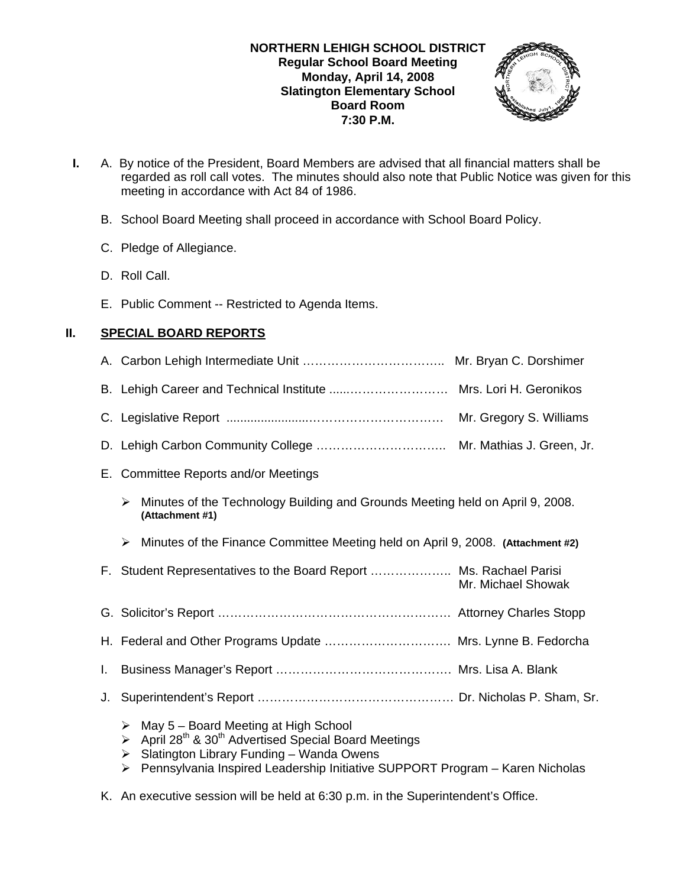**NORTHERN LEHIGH SCHOOL DISTRICT**
**Regular School Board Meeting**
**Monday, April 14, 2008**
**Slatington Elementary School**
**Board Room**
**7:30 P.M.**

**I.** A. By notice of the President, Board Members are advised that all financial matters shall be regarded as roll call votes. The minutes should also note that Public Notice was given for this meeting in accordance with Act 84 of 1986.

B. School Board Meeting shall proceed in accordance with School Board Policy.

C. Pledge of Allegiance.

D. Roll Call.

E. Public Comment -- Restricted to Agenda Items.

## II. SPECIAL BOARD REPORTS

A. Carbon Lehigh Intermediate Unit …………………………….. Mr. Bryan C. Dorshimer

B. Lehigh Career and Technical Institute ......…………………… Mrs. Lori H. Geronikos

C. Legislative Report .......................…………………………… Mr. Gregory S. Williams

D. Lehigh Carbon Community College ………………………….. Mr. Mathias J. Green, Jr.

E. Committee Reports and/or Meetings

- Minutes of the Technology Building and Grounds Meeting held on April 9, 2008. **(Attachment #1)**
- Minutes of the Finance Committee Meeting held on April 9, 2008. **(Attachment #2)**

F. Student Representatives to the Board Report ……………….. Ms. Rachael Parisi
Mr. Michael Showak

G. Solicitor's Report ………………………………………………. Attorney Charles Stopp

H. Federal and Other Programs Update …………………………. Mrs. Lynne B. Fedorcha

I. Business Manager's Report …………………………………… Mrs. Lisa A. Blank

J. Superintendent's Report ………………………………………. Dr. Nicholas P. Sham, Sr.

- May 5 – Board Meeting at High School
- April 28th & 30th Advertised Special Board Meetings
- Slatington Library Funding – Wanda Owens
- Pennsylvania Inspired Leadership Initiative SUPPORT Program – Karen Nicholas

K. An executive session will be held at 6:30 p.m. in the Superintendent's Office.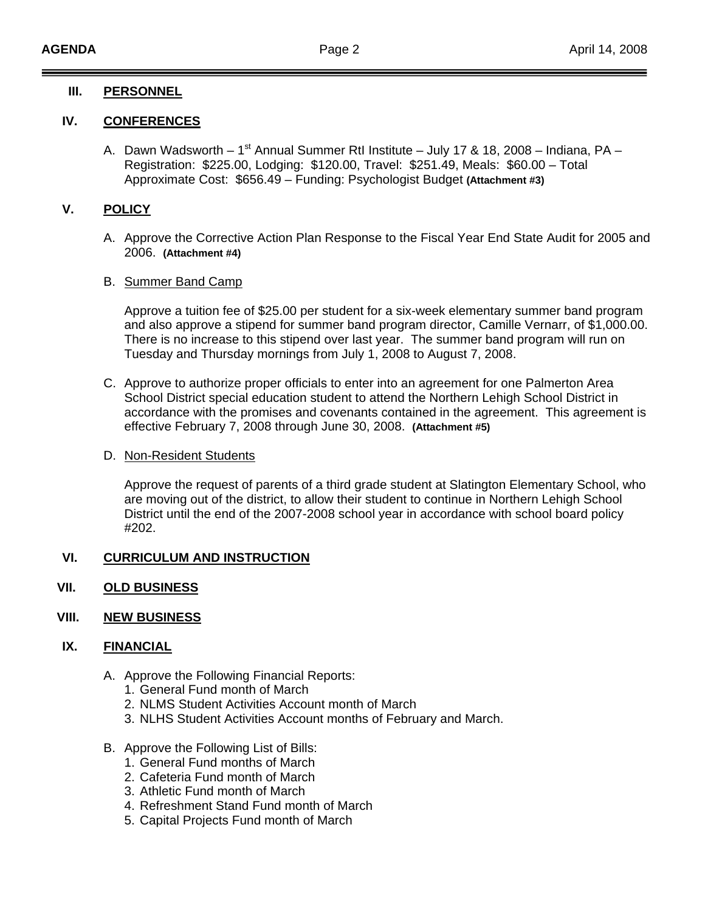## III. PERSONNEL

## IV. CONFERENCES

A. Dawn Wadsworth – 1st Annual Summer RtI Institute – July 17 & 18, 2008 – Indiana, PA – Registration: $225.00, Lodging: $120.00, Travel: $251.49, Meals: $60.00 – Total Approximate Cost: $656.49 – Funding: Psychologist Budget **(Attachment #3)**

## V. POLICY

A. Approve the Corrective Action Plan Response to the Fiscal Year End State Audit for 2005 and 2006. **(Attachment #4)**

B. Summer Band Camp

Approve a tuition fee of $25.00 per student for a six-week elementary summer band program and also approve a stipend for summer band program director, Camille Vernarr, of $1,000.00. There is no increase to this stipend over last year. The summer band program will run on Tuesday and Thursday mornings from July 1, 2008 to August 7, 2008.

C. Approve to authorize proper officials to enter into an agreement for one Palmerton Area School District special education student to attend the Northern Lehigh School District in accordance with the promises and covenants contained in the agreement. This agreement is effective February 7, 2008 through June 30, 2008. **(Attachment #5)**

D. Non-Resident Students

Approve the request of parents of a third grade student at Slatington Elementary School, who are moving out of the district, to allow their student to continue in Northern Lehigh School District until the end of the 2007-2008 school year in accordance with school board policy #202.

## VI. CURRICULUM AND INSTRUCTION

## VII. OLD BUSINESS

## VIII. NEW BUSINESS

## IX. FINANCIAL

A. Approve the Following Financial Reports:
1. General Fund month of March
2. NLMS Student Activities Account month of March
3. NLHS Student Activities Account months of February and March.

B. Approve the Following List of Bills:
1. General Fund months of March
2. Cafeteria Fund month of March
3. Athletic Fund month of March
4. Refreshment Stand Fund month of March
5. Capital Projects Fund month of March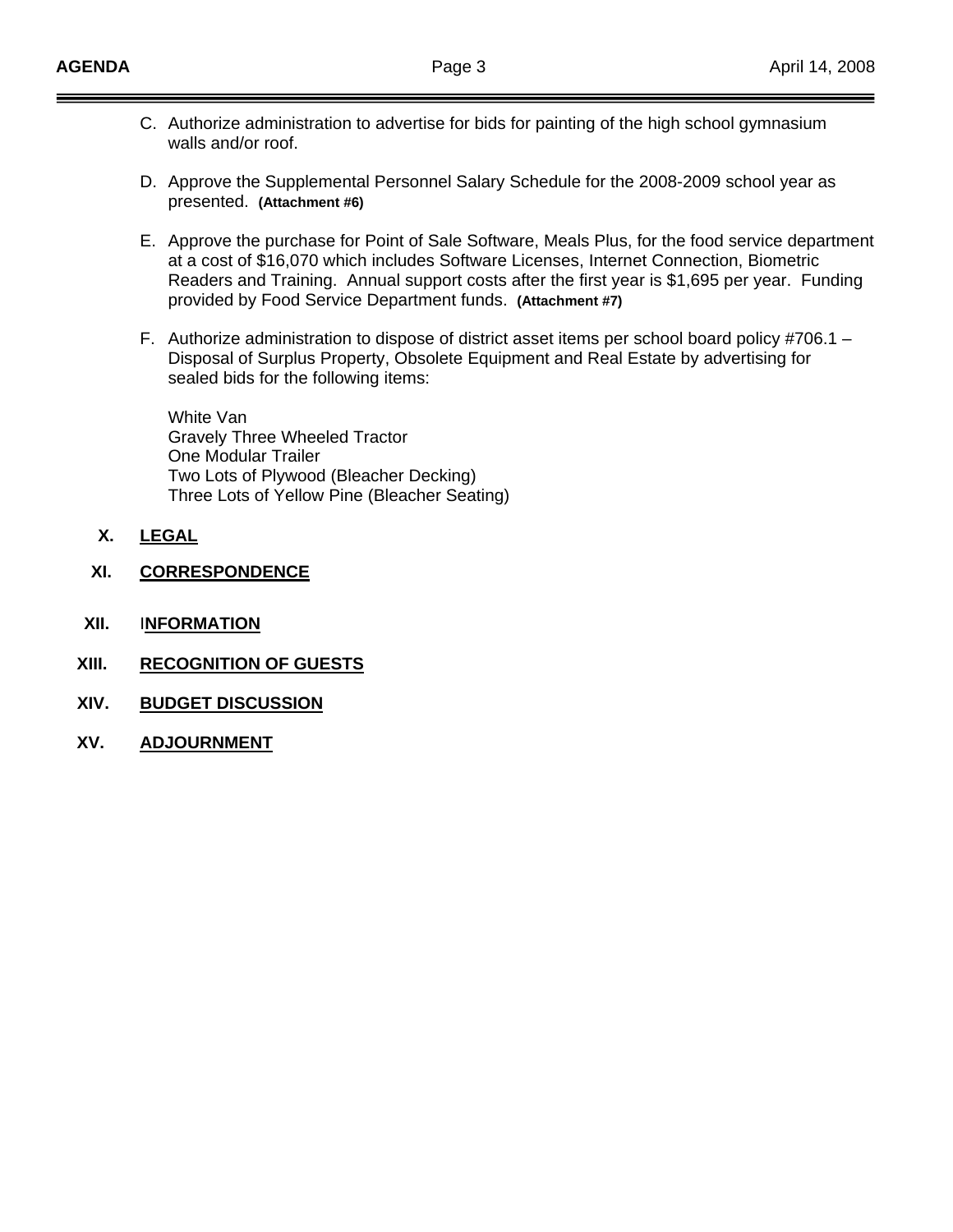C. Authorize administration to advertise for bids for painting of the high school gymnasium walls and/or roof.

D. Approve the Supplemental Personnel Salary Schedule for the 2008-2009 school year as presented. **(Attachment #6)**

E. Approve the purchase for Point of Sale Software, Meals Plus, for the food service department at a cost of $16,070 which includes Software Licenses, Internet Connection, Biometric Readers and Training. Annual support costs after the first year is $1,695 per year. Funding provided by Food Service Department funds. **(Attachment #7)**

F. Authorize administration to dispose of district asset items per school board policy #706.1 – Disposal of Surplus Property, Obsolete Equipment and Real Estate by advertising for sealed bids for the following items:

White Van
Gravely Three Wheeled Tractor
One Modular Trailer
Two Lots of Plywood (Bleacher Decking)
Three Lots of Yellow Pine (Bleacher Seating)

## X. LEGAL

## XI. CORRESPONDENCE

## XII. INFORMATION

## XIII. RECOGNITION OF GUESTS

## XIV. BUDGET DISCUSSION

## XV. ADJOURNMENT